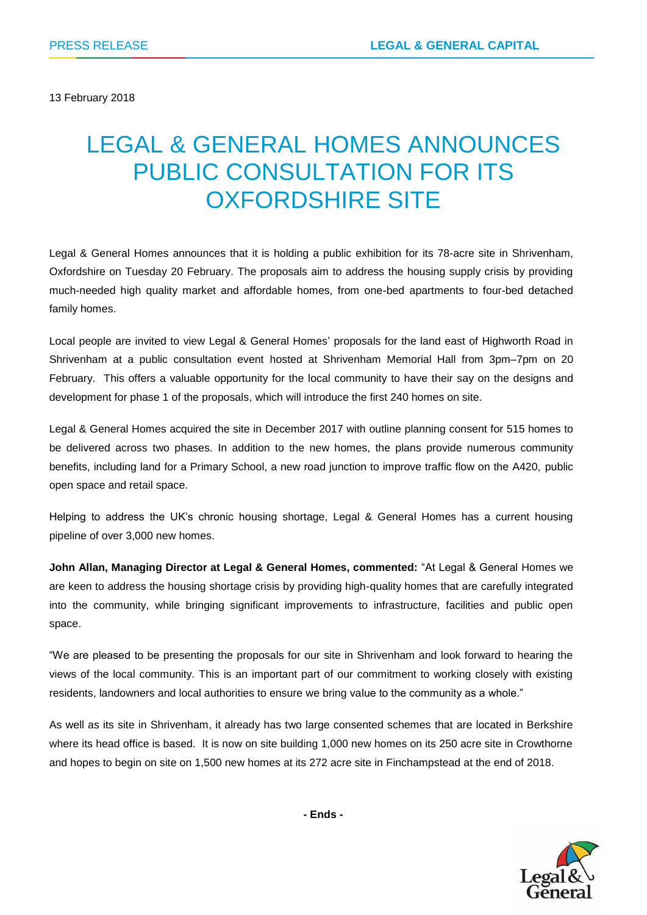PRESS RELEASE

LEGAL & GENERAL CAPITAL

13 February 2018

# LEGAL & GENERAL HOMES ANNOUNCES PUBLIC CONSULTATION FOR ITS OXFORDSHIRE SITE

Legal & General Homes announces that it is holding a public exhibition for its 78-acre site in Shrivenham, Oxfordshire on Tuesday 20 February. The proposals aim to address the housing supply crisis by providing much-needed high quality market and affordable homes, from one-bed apartments to four-bed detached family homes.

Local people are invited to view Legal & General Homes' proposals for the land east of Highworth Road in Shrivenham at a public consultation event hosted at Shrivenham Memorial Hall from 3pm–7pm on 20 February. This offers a valuable opportunity for the local community to have their say on the designs and development for phase 1 of the proposals, which will introduce the first 240 homes on site.

Legal & General Homes acquired the site in December 2017 with outline planning consent for 515 homes to be delivered across two phases. In addition to the new homes, the plans provide numerous community benefits, including land for a Primary School, a new road junction to improve traffic flow on the A420, public open space and retail space.

Helping to address the UK's chronic housing shortage, Legal & General Homes has a current housing pipeline of over 3,000 new homes.

**John Allan, Managing Director at Legal & General Homes, commented:** "At Legal & General Homes we are keen to address the housing shortage crisis by providing high-quality homes that are carefully integrated into the community, while bringing significant improvements to infrastructure, facilities and public open space.

"We are pleased to be presenting the proposals for our site in Shrivenham and look forward to hearing the views of the local community. This is an important part of our commitment to working closely with existing residents, landowners and local authorities to ensure we bring value to the community as a whole."

As well as its site in Shrivenham, it already has two large consented schemes that are located in Berkshire where its head office is based. It is now on site building 1,000 new homes on its 250 acre site in Crowthorne and hopes to begin on site on 1,500 new homes at its 272 acre site in Finchampstead at the end of 2018.

**- Ends -**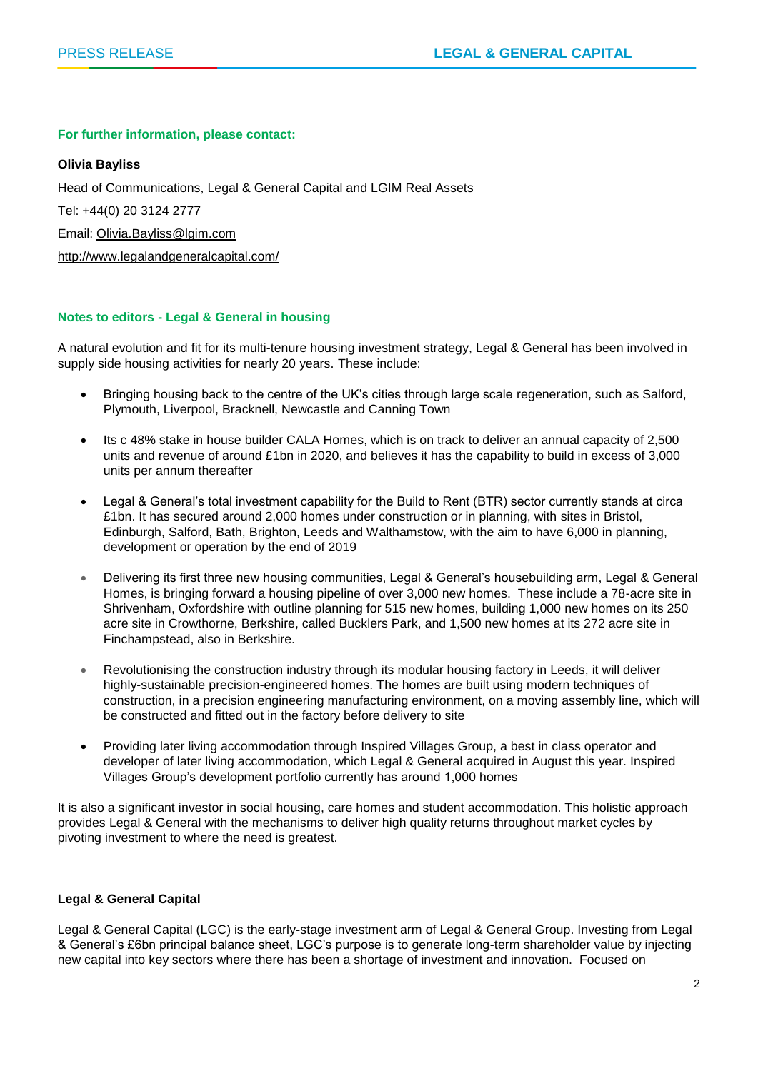**For further information, please contact:**

**Olivia Bayliss**

Head of Communications, Legal & General Capital and LGIM Real Assets

Tel: +44(0) 20 3124 2777

Email: Olivia.Bayliss@lgim.com

http://www.legalandgeneralcapital.com/

**Notes to editors - Legal & General in housing**

A natural evolution and fit for its multi-tenure housing investment strategy, Legal & General has been involved in supply side housing activities for nearly 20 years. These include:

- Bringing housing back to the centre of the UK's cities through large scale regeneration, such as Salford, Plymouth, Liverpool, Bracknell, Newcastle and Canning Town
- Its c 48% stake in house builder CALA Homes, which is on track to deliver an annual capacity of 2,500 units and revenue of around £1bn in 2020, and believes it has the capability to build in excess of 3,000 units per annum thereafter
- Legal & General's total investment capability for the Build to Rent (BTR) sector currently stands at circa £1bn. It has secured around 2,000 homes under construction or in planning, with sites in Bristol, Edinburgh, Salford, Bath, Brighton, Leeds and Walthamstow, with the aim to have 6,000 in planning, development or operation by the end of 2019
- Delivering its first three new housing communities, Legal & General's housebuilding arm, Legal & General Homes, is bringing forward a housing pipeline of over 3,000 new homes. These include a 78-acre site in Shrivenham, Oxfordshire with outline planning for 515 new homes, building 1,000 new homes on its 250 acre site in Crowthorne, Berkshire, called Bucklers Park, and 1,500 new homes at its 272 acre site in Finchampstead, also in Berkshire.
- Revolutionising the construction industry through its modular housing factory in Leeds, it will deliver highly-sustainable precision-engineered homes. The homes are built using modern techniques of construction, in a precision engineering manufacturing environment, on a moving assembly line, which will be constructed and fitted out in the factory before delivery to site
- Providing later living accommodation through Inspired Villages Group, a best in class operator and developer of later living accommodation, which Legal & General acquired in August this year. Inspired Villages Group's development portfolio currently has around 1,000 homes

It is also a significant investor in social housing, care homes and student accommodation. This holistic approach provides Legal & General with the mechanisms to deliver high quality returns throughout market cycles by pivoting investment to where the need is greatest.

**Legal & General Capital**

Legal & General Capital (LGC) is the early-stage investment arm of Legal & General Group. Investing from Legal & General's £6bn principal balance sheet, LGC's purpose is to generate long-term shareholder value by injecting new capital into key sectors where there has been a shortage of investment and innovation. Focused on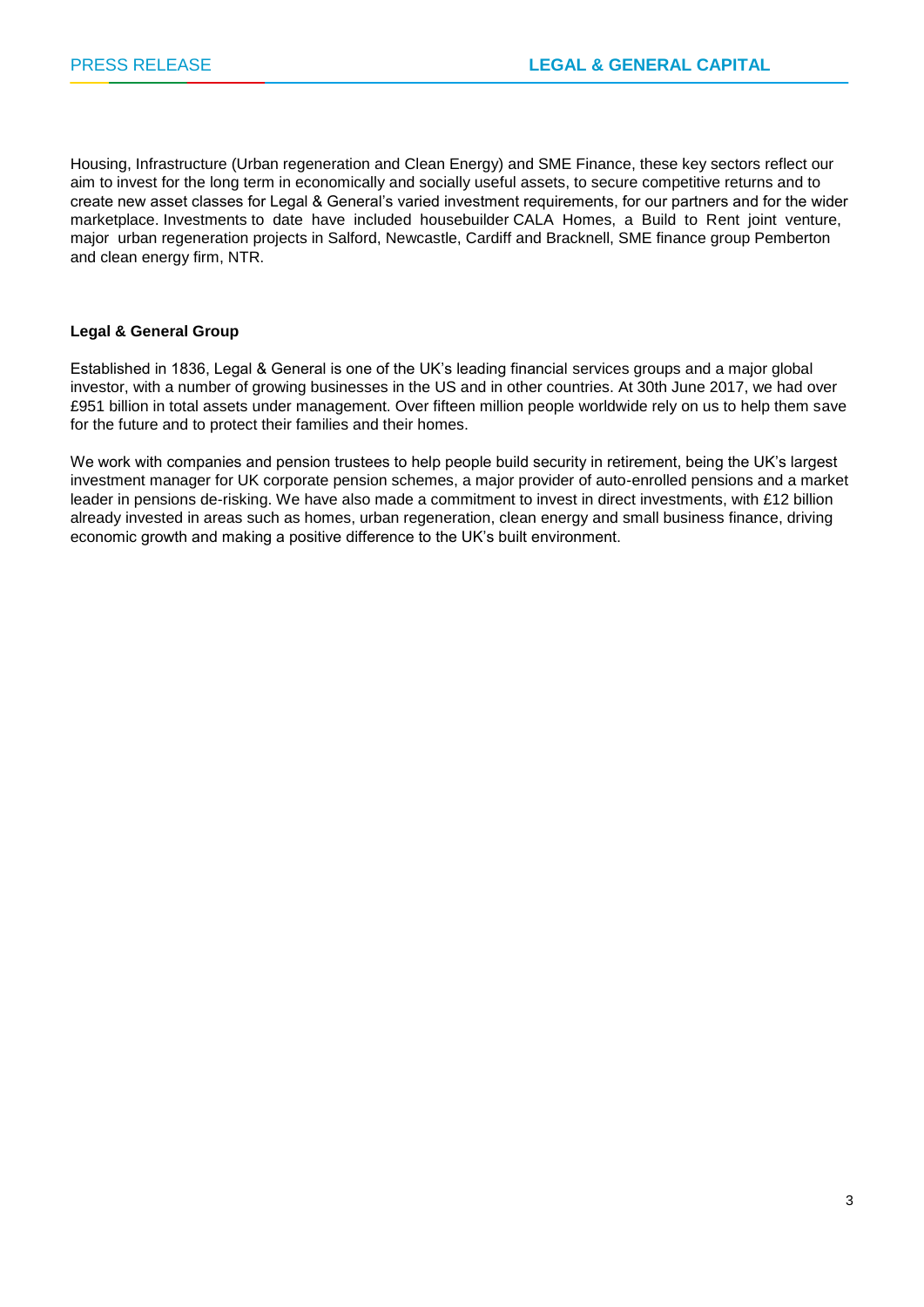Housing, Infrastructure (Urban regeneration and Clean Energy) and SME Finance, these key sectors reflect our aim to invest for the long term in economically and socially useful assets, to secure competitive returns and to create new asset classes for Legal & General's varied investment requirements, for our partners and for the wider marketplace. Investments to date have included housebuilder CALA Homes, a Build to Rent joint venture, major urban regeneration projects in Salford, Newcastle, Cardiff and Bracknell, SME finance group Pemberton and clean energy firm, NTR.

**Legal & General Group**

Established in 1836, Legal & General is one of the UK's leading financial services groups and a major global investor, with a number of growing businesses in the US and in other countries. At 30th June 2017, we had over £951 billion in total assets under management. Over fifteen million people worldwide rely on us to help them save for the future and to protect their families and their homes.

We work with companies and pension trustees to help people build security in retirement, being the UK's largest investment manager for UK corporate pension schemes, a major provider of auto-enrolled pensions and a market leader in pensions de-risking. We have also made a commitment to invest in direct investments, with £12 billion already invested in areas such as homes, urban regeneration, clean energy and small business finance, driving economic growth and making a positive difference to the UK's built environment.